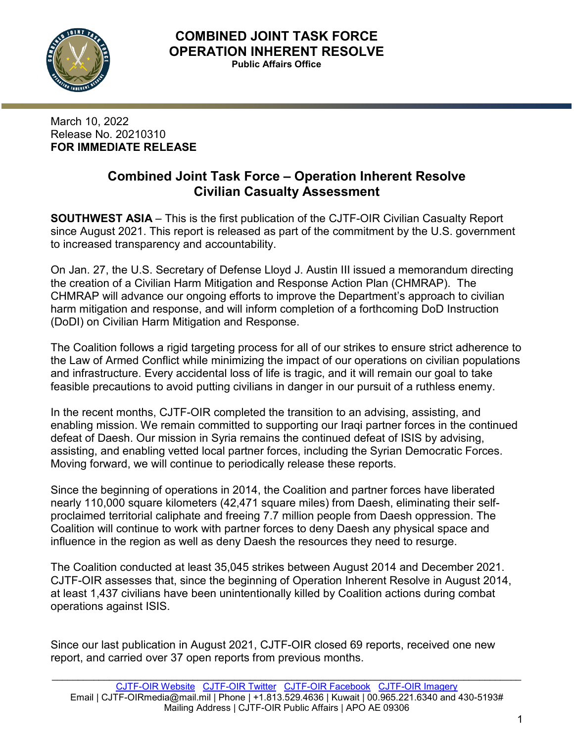# COMBINED JOINT TASK FORCE OPERATION INHERENT RESOLVE

**Public Affairs Office**

March 10, 2022
Release No. 20210310
**FOR IMMEDIATE RELEASE**

## Combined Joint Task Force – Operation Inherent Resolve Civilian Casualty Assessment

**SOUTHWEST ASIA** – This is the first publication of the CJTF-OIR Civilian Casualty Report since August 2021. This report is released as part of the commitment by the U.S. government to increased transparency and accountability.

On Jan. 27, the U.S. Secretary of Defense Lloyd J. Austin III issued a memorandum directing the creation of a Civilian Harm Mitigation and Response Action Plan (CHMRAP). The CHMRAP will advance our ongoing efforts to improve the Department's approach to civilian harm mitigation and response, and will inform completion of a forthcoming DoD Instruction (DoDI) on Civilian Harm Mitigation and Response.

The Coalition follows a rigid targeting process for all of our strikes to ensure strict adherence to the Law of Armed Conflict while minimizing the impact of our operations on civilian populations and infrastructure. Every accidental loss of life is tragic, and it will remain our goal to take feasible precautions to avoid putting civilians in danger in our pursuit of a ruthless enemy.

In the recent months, CJTF-OIR completed the transition to an advising, assisting, and enabling mission. We remain committed to supporting our Iraqi partner forces in the continued defeat of Daesh. Our mission in Syria remains the continued defeat of ISIS by advising, assisting, and enabling vetted local partner forces, including the Syrian Democratic Forces. Moving forward, we will continue to periodically release these reports.

Since the beginning of operations in 2014, the Coalition and partner forces have liberated nearly 110,000 square kilometers (42,471 square miles) from Daesh, eliminating their self-proclaimed territorial caliphate and freeing 7.7 million people from Daesh oppression. The Coalition will continue to work with partner forces to deny Daesh any physical space and influence in the region as well as deny Daesh the resources they need to resurge.

The Coalition conducted at least 35,045 strikes between August 2014 and December 2021. CJTF-OIR assesses that, since the beginning of Operation Inherent Resolve in August 2014, at least 1,437 civilians have been unintentionally killed by Coalition actions during combat operations against ISIS.

Since our last publication in August 2021, CJTF-OIR closed 69 reports, received one new report, and carried over 37 open reports from previous months.

[CJTF-OIR Website](#) [CJTF-OIR Twitter](#) [CJTF-OIR Facebook](#) [CJTF-OIR Imagery](#)
Email | CJTF-OIRmedia@mail.mil | Phone | +1.813.529.4636 | Kuwait | 00.965.221.6340 and 430-5193#
Mailing Address | CJTF-OIR Public Affairs | APO AE 09306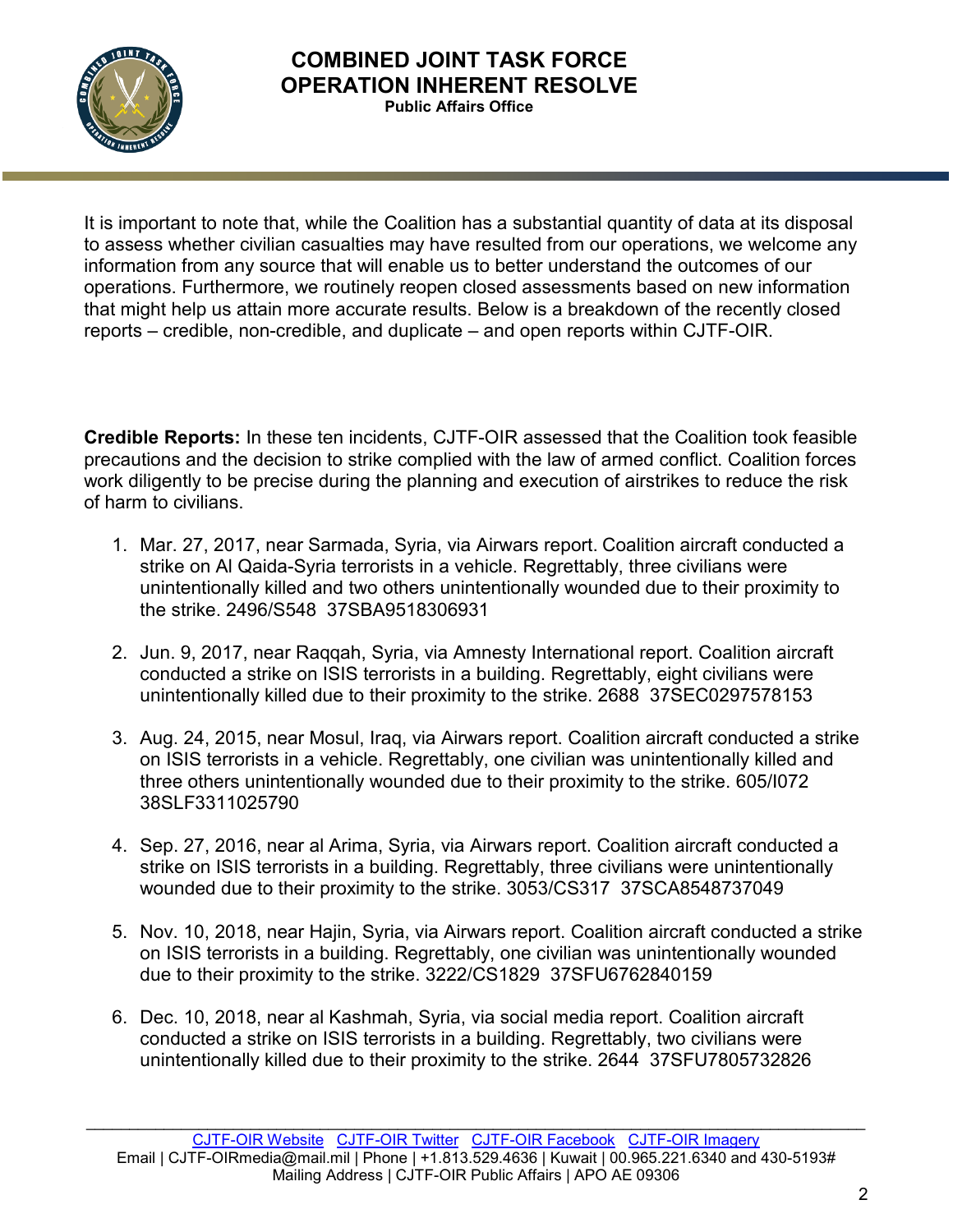It is important to note that, while the Coalition has a substantial quantity of data at its disposal to assess whether civilian casualties may have resulted from our operations, we welcome any information from any source that will enable us to better understand the outcomes of our operations. Furthermore, we routinely reopen closed assessments based on new information that might help us attain more accurate results. Below is a breakdown of the recently closed reports – credible, non-credible, and duplicate – and open reports within CJTF-OIR.

**Credible Reports:** In these ten incidents, CJTF-OIR assessed that the Coalition took feasible precautions and the decision to strike complied with the law of armed conflict. Coalition forces work diligently to be precise during the planning and execution of airstrikes to reduce the risk of harm to civilians.

1. Mar. 27, 2017, near Sarmada, Syria, via Airwars report. Coalition aircraft conducted a strike on Al Qaida-Syria terrorists in a vehicle. Regrettably, three civilians were unintentionally killed and two others unintentionally wounded due to their proximity to the strike. 2496/S548 37SBA9518306931

2. Jun. 9, 2017, near Raqqah, Syria, via Amnesty International report. Coalition aircraft conducted a strike on ISIS terrorists in a building. Regrettably, eight civilians were unintentionally killed due to their proximity to the strike. 2688 37SEC0297578153

3. Aug. 24, 2015, near Mosul, Iraq, via Airwars report. Coalition aircraft conducted a strike on ISIS terrorists in a vehicle. Regrettably, one civilian was unintentionally killed and three others unintentionally wounded due to their proximity to the strike. 605/I072 38SLF3311025790

4. Sep. 27, 2016, near al Arima, Syria, via Airwars report. Coalition aircraft conducted a strike on ISIS terrorists in a building. Regrettably, three civilians were unintentionally wounded due to their proximity to the strike. 3053/CS317 37SCA8548737049

5. Nov. 10, 2018, near Hajin, Syria, via Airwars report. Coalition aircraft conducted a strike on ISIS terrorists in a building. Regrettably, one civilian was unintentionally wounded due to their proximity to the strike. 3222/CS1829 37SFU6762840159

6. Dec. 10, 2018, near al Kashmah, Syria, via social media report. Coalition aircraft conducted a strike on ISIS terrorists in a building. Regrettably, two civilians were unintentionally killed due to their proximity to the strike. 2644 37SFU7805732826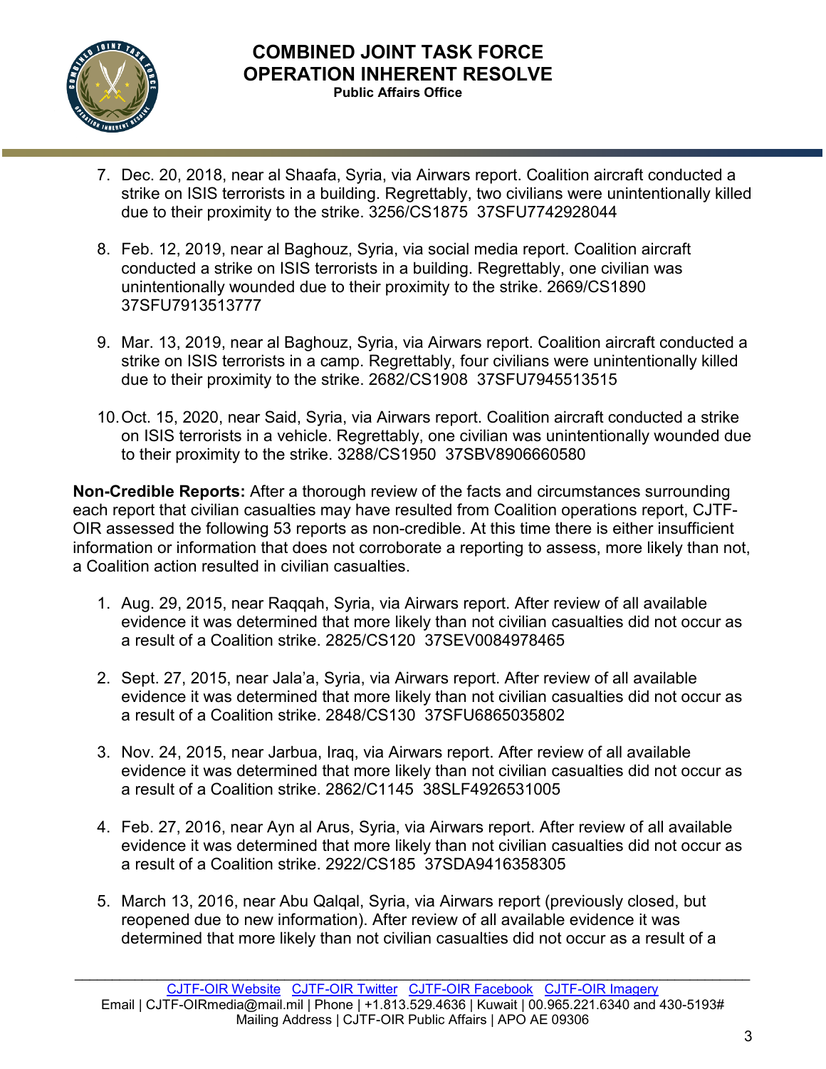7. Dec. 20, 2018, near al Shaafa, Syria, via Airwars report. Coalition aircraft conducted a strike on ISIS terrorists in a building. Regrettably, two civilians were unintentionally killed due to their proximity to the strike. 3256/CS1875 37SFU7742928044

8. Feb. 12, 2019, near al Baghouz, Syria, via social media report. Coalition aircraft conducted a strike on ISIS terrorists in a building. Regrettably, one civilian was unintentionally wounded due to their proximity to the strike. 2669/CS1890 37SFU7913513777

9. Mar. 13, 2019, near al Baghouz, Syria, via Airwars report. Coalition aircraft conducted a strike on ISIS terrorists in a camp. Regrettably, four civilians were unintentionally killed due to their proximity to the strike. 2682/CS1908 37SFU7945513515

10. Oct. 15, 2020, near Said, Syria, via Airwars report. Coalition aircraft conducted a strike on ISIS terrorists in a vehicle. Regrettably, one civilian was unintentionally wounded due to their proximity to the strike. 3288/CS1950 37SBV8906660580

**Non-Credible Reports:** After a thorough review of the facts and circumstances surrounding each report that civilian casualties may have resulted from Coalition operations report, CJTF-OIR assessed the following 53 reports as non-credible. At this time there is either insufficient information or information that does not corroborate a reporting to assess, more likely than not, a Coalition action resulted in civilian casualties.

1. Aug. 29, 2015, near Raqqah, Syria, via Airwars report. After review of all available evidence it was determined that more likely than not civilian casualties did not occur as a result of a Coalition strike. 2825/CS120 37SEV0084978465

2. Sept. 27, 2015, near Jala'a, Syria, via Airwars report. After review of all available evidence it was determined that more likely than not civilian casualties did not occur as a result of a Coalition strike. 2848/CS130 37SFU6865035802

3. Nov. 24, 2015, near Jarbua, Iraq, via Airwars report. After review of all available evidence it was determined that more likely than not civilian casualties did not occur as a result of a Coalition strike. 2862/C1145 38SLF4926531005

4. Feb. 27, 2016, near Ayn al Arus, Syria, via Airwars report. After review of all available evidence it was determined that more likely than not civilian casualties did not occur as a result of a Coalition strike. 2922/CS185 37SDA9416358305

5. March 13, 2016, near Abu Qalqal, Syria, via Airwars report (previously closed, but reopened due to new information). After review of all available evidence it was determined that more likely than not civilian casualties did not occur as a result of a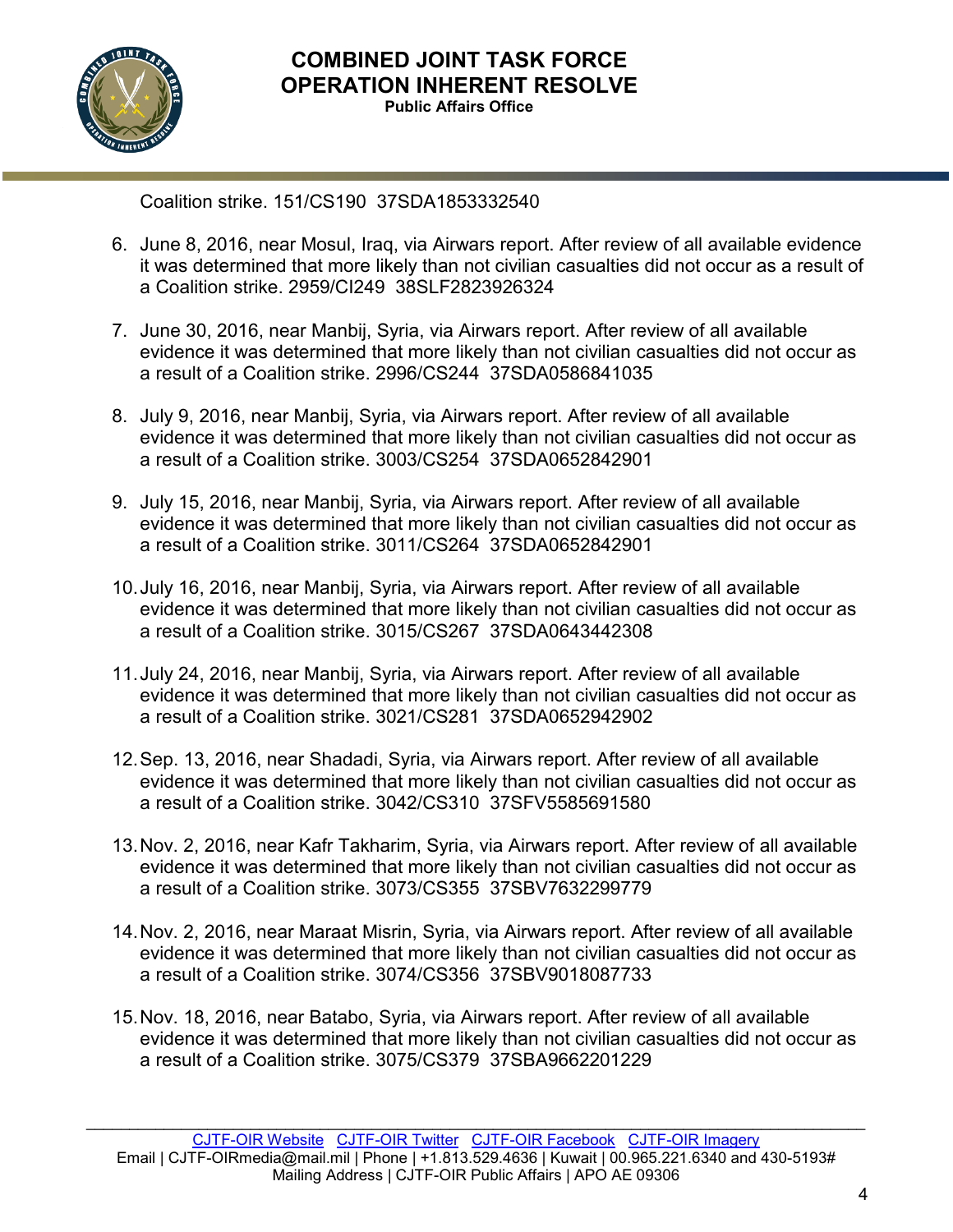Coalition strike. 151/CS190 37SDA1853332540

6. June 8, 2016, near Mosul, Iraq, via Airwars report. After review of all available evidence it was determined that more likely than not civilian casualties did not occur as a result of a Coalition strike. 2959/CI249 38SLF2823926324

7. June 30, 2016, near Manbij, Syria, via Airwars report. After review of all available evidence it was determined that more likely than not civilian casualties did not occur as a result of a Coalition strike. 2996/CS244 37SDA0586841035

8. July 9, 2016, near Manbij, Syria, via Airwars report. After review of all available evidence it was determined that more likely than not civilian casualties did not occur as a result of a Coalition strike. 3003/CS254 37SDA0652842901

9. July 15, 2016, near Manbij, Syria, via Airwars report. After review of all available evidence it was determined that more likely than not civilian casualties did not occur as a result of a Coalition strike. 3011/CS264 37SDA0652842901

10. July 16, 2016, near Manbij, Syria, via Airwars report. After review of all available evidence it was determined that more likely than not civilian casualties did not occur as a result of a Coalition strike. 3015/CS267 37SDA0643442308

11. July 24, 2016, near Manbij, Syria, via Airwars report. After review of all available evidence it was determined that more likely than not civilian casualties did not occur as a result of a Coalition strike. 3021/CS281 37SDA0652942902

12. Sep. 13, 2016, near Shadadi, Syria, via Airwars report. After review of all available evidence it was determined that more likely than not civilian casualties did not occur as a result of a Coalition strike. 3042/CS310 37SFV5585691580

13. Nov. 2, 2016, near Kafr Takharim, Syria, via Airwars report. After review of all available evidence it was determined that more likely than not civilian casualties did not occur as a result of a Coalition strike. 3073/CS355 37SBV7632299779

14. Nov. 2, 2016, near Maraat Misrin, Syria, via Airwars report. After review of all available evidence it was determined that more likely than not civilian casualties did not occur as a result of a Coalition strike. 3074/CS356 37SBV9018087733

15. Nov. 18, 2016, near Batabo, Syria, via Airwars report. After review of all available evidence it was determined that more likely than not civilian casualties did not occur as a result of a Coalition strike. 3075/CS379 37SBA9662201229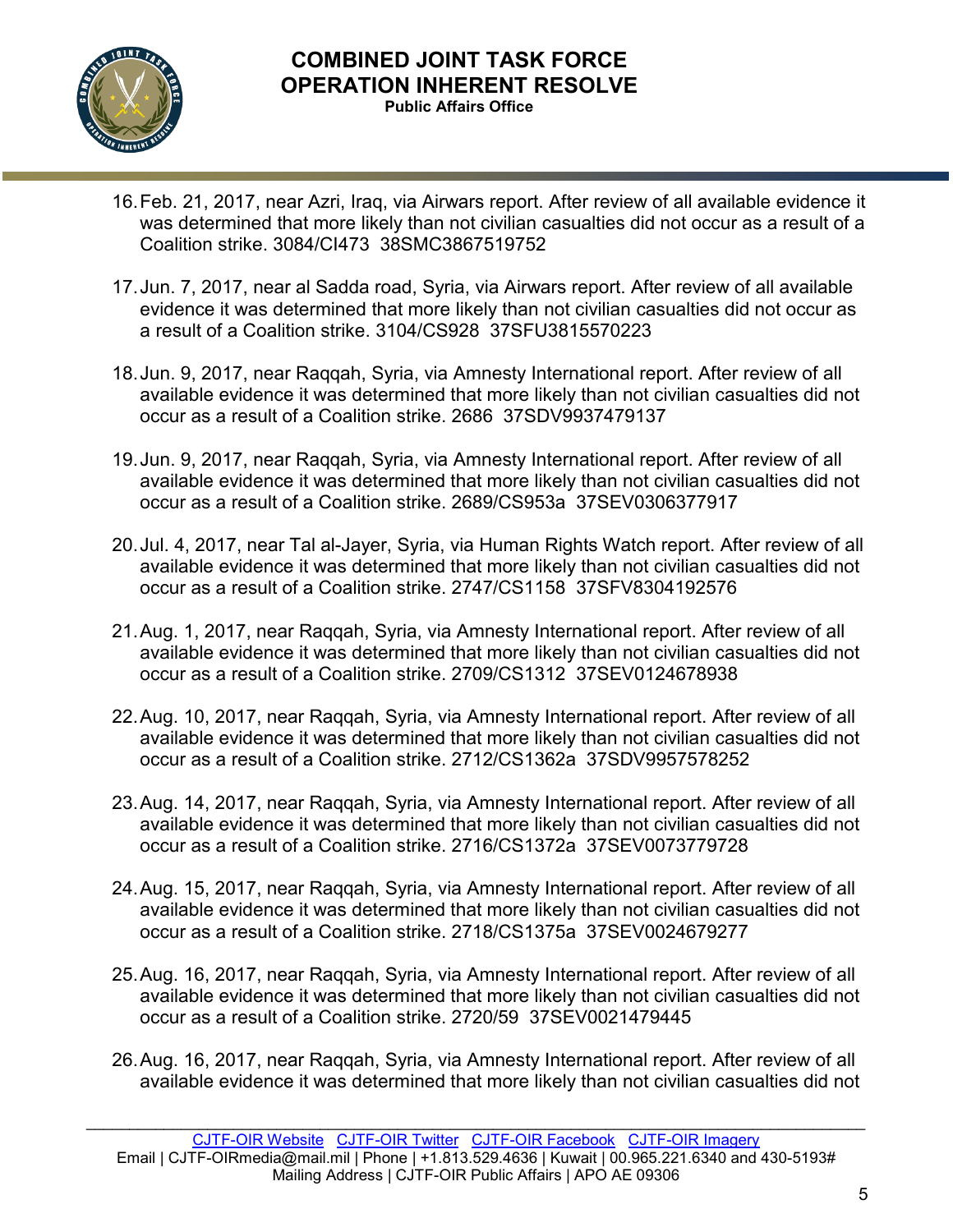16. Feb. 21, 2017, near Azri, Iraq, via Airwars report. After review of all available evidence it was determined that more likely than not civilian casualties did not occur as a result of a Coalition strike. 3084/CI473 38SMC3867519752

17. Jun. 7, 2017, near al Sadda road, Syria, via Airwars report. After review of all available evidence it was determined that more likely than not civilian casualties did not occur as a result of a Coalition strike. 3104/CS928 37SFU3815570223

18. Jun. 9, 2017, near Raqqah, Syria, via Amnesty International report. After review of all available evidence it was determined that more likely than not civilian casualties did not occur as a result of a Coalition strike. 2686 37SDV9937479137

19. Jun. 9, 2017, near Raqqah, Syria, via Amnesty International report. After review of all available evidence it was determined that more likely than not civilian casualties did not occur as a result of a Coalition strike. 2689/CS953a 37SEV0306377917

20. Jul. 4, 2017, near Tal al-Jayer, Syria, via Human Rights Watch report. After review of all available evidence it was determined that more likely than not civilian casualties did not occur as a result of a Coalition strike. 2747/CS1158 37SFV8304192576

21. Aug. 1, 2017, near Raqqah, Syria, via Amnesty International report. After review of all available evidence it was determined that more likely than not civilian casualties did not occur as a result of a Coalition strike. 2709/CS1312 37SEV0124678938

22. Aug. 10, 2017, near Raqqah, Syria, via Amnesty International report. After review of all available evidence it was determined that more likely than not civilian casualties did not occur as a result of a Coalition strike. 2712/CS1362a 37SDV9957578252

23. Aug. 14, 2017, near Raqqah, Syria, via Amnesty International report. After review of all available evidence it was determined that more likely than not civilian casualties did not occur as a result of a Coalition strike. 2716/CS1372a 37SEV0073779728

24. Aug. 15, 2017, near Raqqah, Syria, via Amnesty International report. After review of all available evidence it was determined that more likely than not civilian casualties did not occur as a result of a Coalition strike. 2718/CS1375a 37SEV0024679277

25. Aug. 16, 2017, near Raqqah, Syria, via Amnesty International report. After review of all available evidence it was determined that more likely than not civilian casualties did not occur as a result of a Coalition strike. 2720/59 37SEV0021479445

26. Aug. 16, 2017, near Raqqah, Syria, via Amnesty International report. After review of all available evidence it was determined that more likely than not civilian casualties did not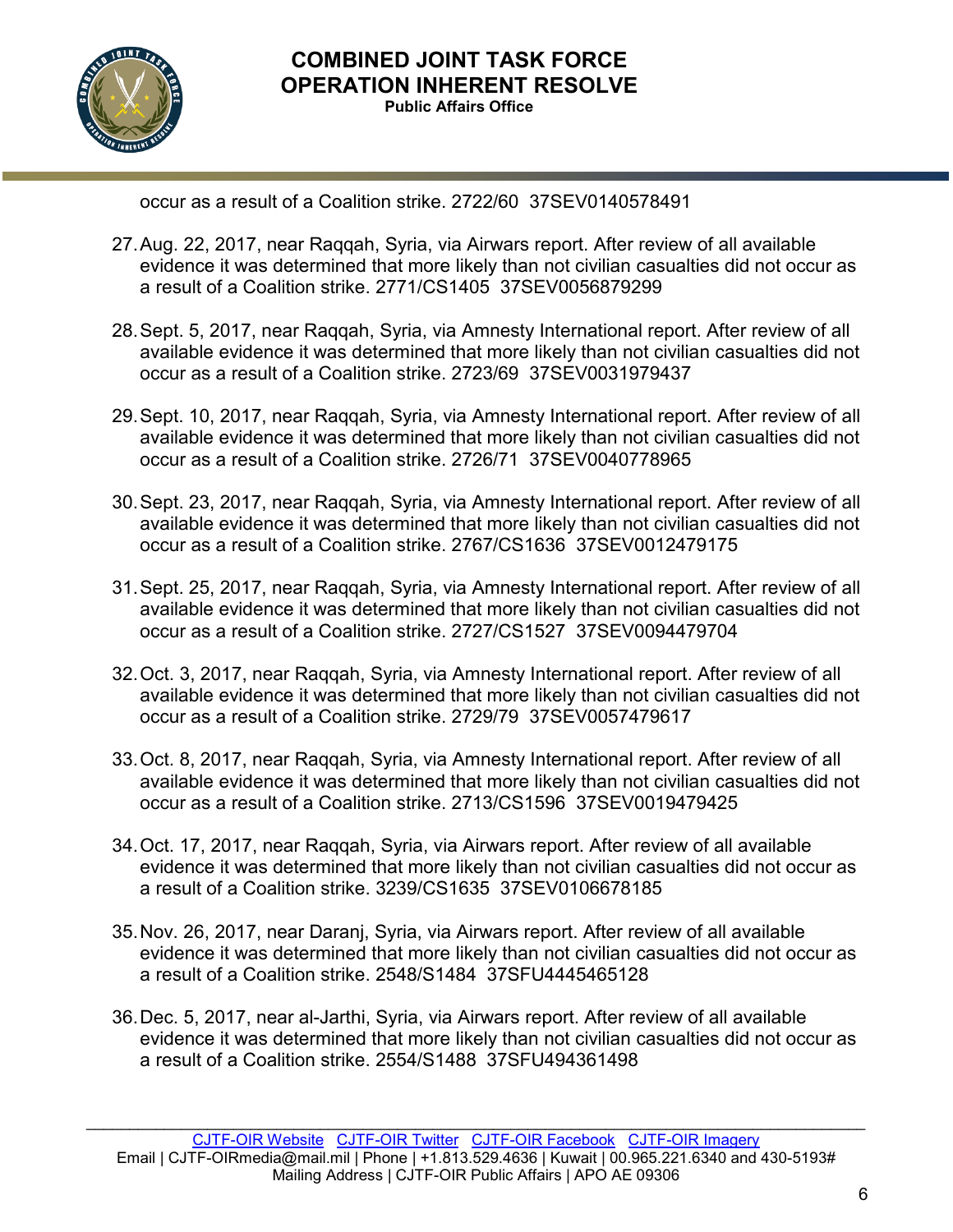occur as a result of a Coalition strike. 2722/60  37SEV0140578491

27. Aug. 22, 2017, near Raqqah, Syria, via Airwars report. After review of all available evidence it was determined that more likely than not civilian casualties did not occur as a result of a Coalition strike. 2771/CS1405  37SEV0056879299

28. Sept. 5, 2017, near Raqqah, Syria, via Amnesty International report. After review of all available evidence it was determined that more likely than not civilian casualties did not occur as a result of a Coalition strike. 2723/69  37SEV0031979437

29. Sept. 10, 2017, near Raqqah, Syria, via Amnesty International report. After review of all available evidence it was determined that more likely than not civilian casualties did not occur as a result of a Coalition strike. 2726/71  37SEV0040778965

30. Sept. 23, 2017, near Raqqah, Syria, via Amnesty International report. After review of all available evidence it was determined that more likely than not civilian casualties did not occur as a result of a Coalition strike. 2767/CS1636  37SEV0012479175

31. Sept. 25, 2017, near Raqqah, Syria, via Amnesty International report. After review of all available evidence it was determined that more likely than not civilian casualties did not occur as a result of a Coalition strike. 2727/CS1527  37SEV0094479704

32. Oct. 3, 2017, near Raqqah, Syria, via Amnesty International report. After review of all available evidence it was determined that more likely than not civilian casualties did not occur as a result of a Coalition strike. 2729/79  37SEV0057479617

33. Oct. 8, 2017, near Raqqah, Syria, via Amnesty International report. After review of all available evidence it was determined that more likely than not civilian casualties did not occur as a result of a Coalition strike. 2713/CS1596  37SEV0019479425

34. Oct. 17, 2017, near Raqqah, Syria, via Airwars report. After review of all available evidence it was determined that more likely than not civilian casualties did not occur as a result of a Coalition strike. 3239/CS1635  37SEV0106678185

35. Nov. 26, 2017, near Daranj, Syria, via Airwars report. After review of all available evidence it was determined that more likely than not civilian casualties did not occur as a result of a Coalition strike. 2548/S1484  37SFU4445465128

36. Dec. 5, 2017, near al-Jarthi, Syria, via Airwars report. After review of all available evidence it was determined that more likely than not civilian casualties did not occur as a result of a Coalition strike. 2554/S1488  37SFU494361498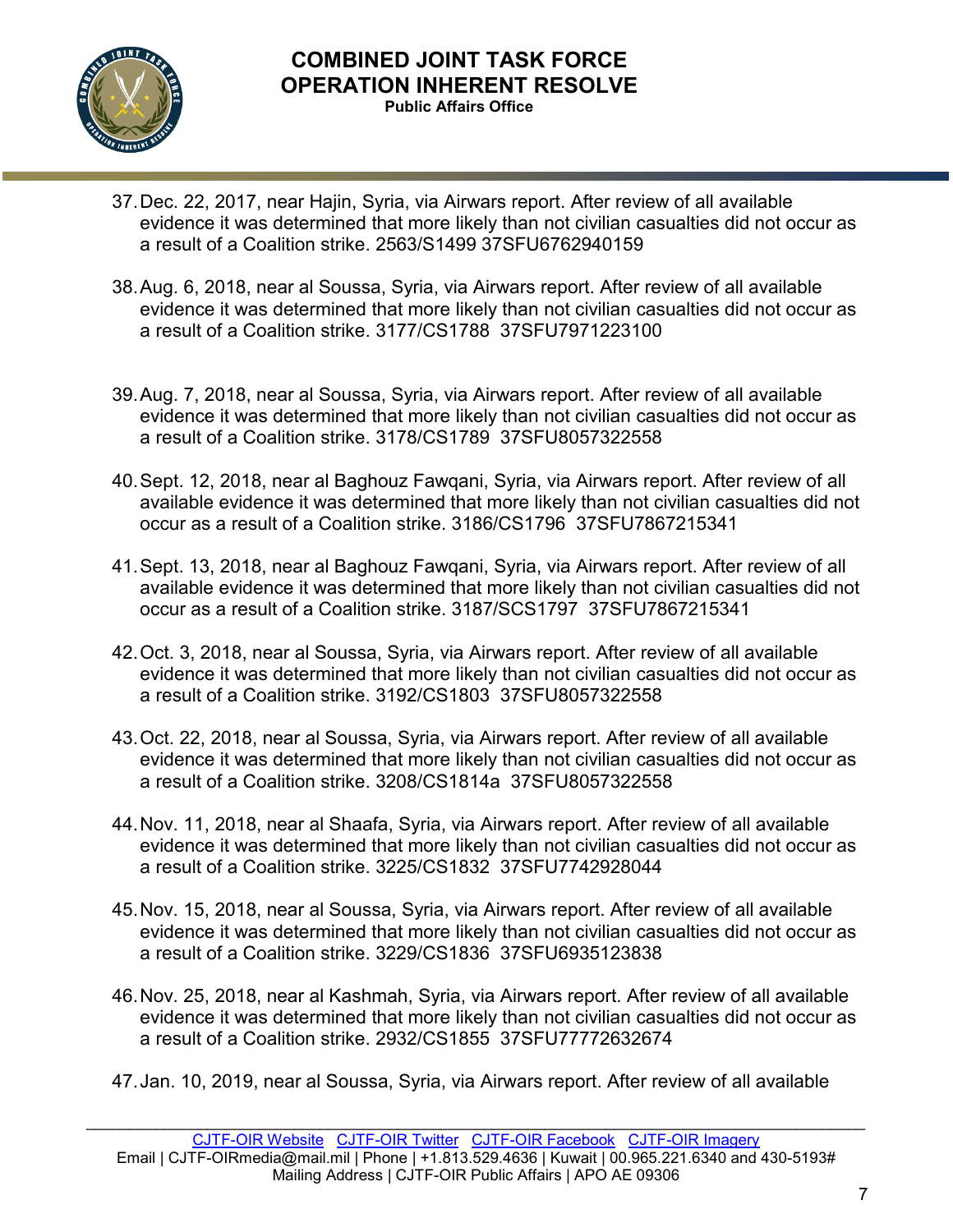37. Dec. 22, 2017, near Hajin, Syria, via Airwars report. After review of all available evidence it was determined that more likely than not civilian casualties did not occur as a result of a Coalition strike. 2563/S1499 37SFU6762940159

38. Aug. 6, 2018, near al Soussa, Syria, via Airwars report. After review of all available evidence it was determined that more likely than not civilian casualties did not occur as a result of a Coalition strike. 3177/CS1788 37SFU7971223100

39. Aug. 7, 2018, near al Soussa, Syria, via Airwars report. After review of all available evidence it was determined that more likely than not civilian casualties did not occur as a result of a Coalition strike. 3178/CS1789 37SFU8057322558

40. Sept. 12, 2018, near al Baghouz Fawqani, Syria, via Airwars report. After review of all available evidence it was determined that more likely than not civilian casualties did not occur as a result of a Coalition strike. 3186/CS1796 37SFU7867215341

41. Sept. 13, 2018, near al Baghouz Fawqani, Syria, via Airwars report. After review of all available evidence it was determined that more likely than not civilian casualties did not occur as a result of a Coalition strike. 3187/SCS1797 37SFU7867215341

42. Oct. 3, 2018, near al Soussa, Syria, via Airwars report. After review of all available evidence it was determined that more likely than not civilian casualties did not occur as a result of a Coalition strike. 3192/CS1803 37SFU8057322558

43. Oct. 22, 2018, near al Soussa, Syria, via Airwars report. After review of all available evidence it was determined that more likely than not civilian casualties did not occur as a result of a Coalition strike. 3208/CS1814a 37SFU8057322558

44. Nov. 11, 2018, near al Shaafa, Syria, via Airwars report. After review of all available evidence it was determined that more likely than not civilian casualties did not occur as a result of a Coalition strike. 3225/CS1832 37SFU7742928044

45. Nov. 15, 2018, near al Soussa, Syria, via Airwars report. After review of all available evidence it was determined that more likely than not civilian casualties did not occur as a result of a Coalition strike. 3229/CS1836 37SFU6935123838

46. Nov. 25, 2018, near al Kashmah, Syria, via Airwars report. After review of all available evidence it was determined that more likely than not civilian casualties did not occur as a result of a Coalition strike. 2932/CS1855 37SFU77772632674

47. Jan. 10, 2019, near al Soussa, Syria, via Airwars report. After review of all available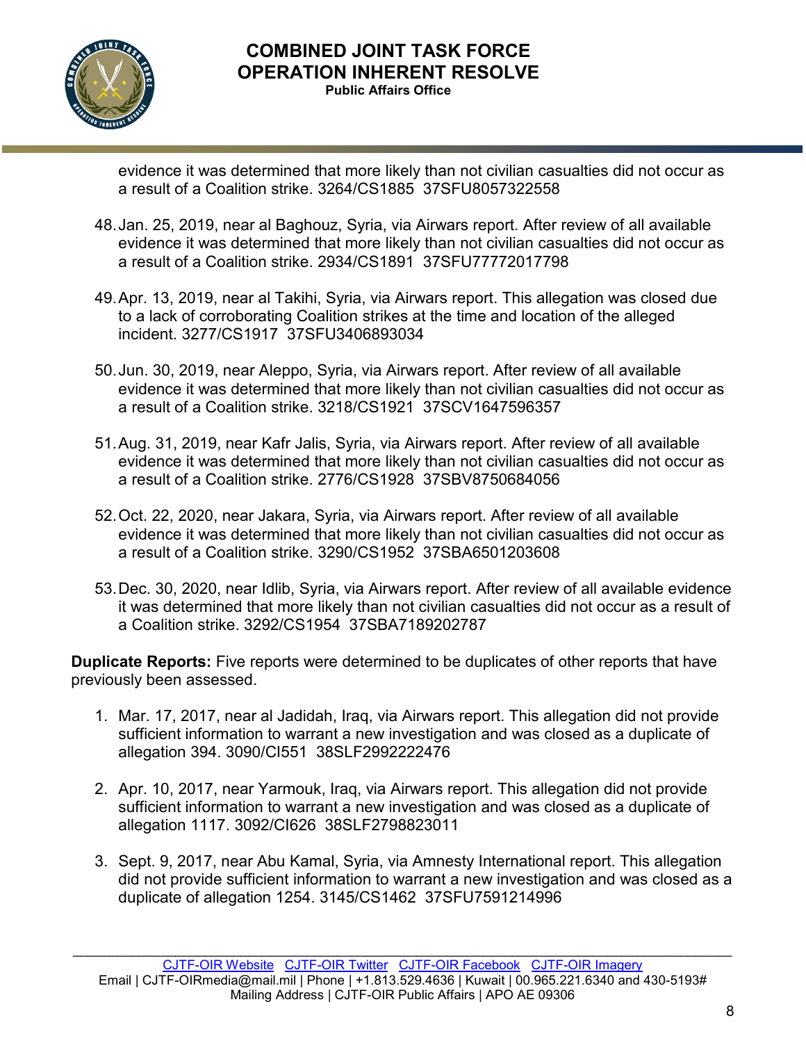evidence it was determined that more likely than not civilian casualties did not occur as a result of a Coalition strike. 3264/CS1885 37SFU8057322558

48. Jan. 25, 2019, near al Baghouz, Syria, via Airwars report. After review of all available evidence it was determined that more likely than not civilian casualties did not occur as a result of a Coalition strike. 2934/CS1891 37SFU77772017798

49. Apr. 13, 2019, near al Takihi, Syria, via Airwars report. This allegation was closed due to a lack of corroborating Coalition strikes at the time and location of the alleged incident. 3277/CS1917 37SFU3406893034

50. Jun. 30, 2019, near Aleppo, Syria, via Airwars report. After review of all available evidence it was determined that more likely than not civilian casualties did not occur as a result of a Coalition strike. 3218/CS1921 37SCV1647596357

51. Aug. 31, 2019, near Kafr Jalis, Syria, via Airwars report. After review of all available evidence it was determined that more likely than not civilian casualties did not occur as a result of a Coalition strike. 2776/CS1928 37SBV8750684056

52. Oct. 22, 2020, near Jakara, Syria, via Airwars report. After review of all available evidence it was determined that more likely than not civilian casualties did not occur as a result of a Coalition strike. 3290/CS1952 37SBA6501203608

53. Dec. 30, 2020, near Idlib, Syria, via Airwars report. After review of all available evidence it was determined that more likely than not civilian casualties did not occur as a result of a Coalition strike. 3292/CS1954 37SBA7189202787

**Duplicate Reports:** Five reports were determined to be duplicates of other reports that have previously been assessed.

1. Mar. 17, 2017, near al Jadidah, Iraq, via Airwars report. This allegation did not provide sufficient information to warrant a new investigation and was closed as a duplicate of allegation 394. 3090/CI551 38SLF2992222476

2. Apr. 10, 2017, near Yarmouk, Iraq, via Airwars report. This allegation did not provide sufficient information to warrant a new investigation and was closed as a duplicate of allegation 1117. 3092/CI626 38SLF2798823011

3. Sept. 9, 2017, near Abu Kamal, Syria, via Amnesty International report. This allegation did not provide sufficient information to warrant a new investigation and was closed as a duplicate of allegation 1254. 3145/CS1462 37SFU7591214996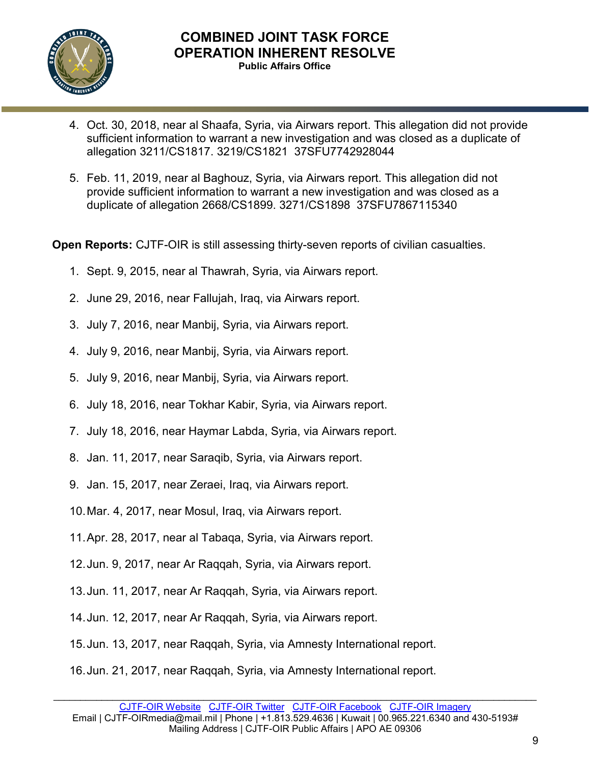4. Oct. 30, 2018, near al Shaafa, Syria, via Airwars report. This allegation did not provide sufficient information to warrant a new investigation and was closed as a duplicate of allegation 3211/CS1817. 3219/CS1821 37SFU7742928044

5. Feb. 11, 2019, near al Baghouz, Syria, via Airwars report. This allegation did not provide sufficient information to warrant a new investigation and was closed as a duplicate of allegation 2668/CS1899. 3271/CS1898 37SFU7867115340

**Open Reports:** CJTF-OIR is still assessing thirty-seven reports of civilian casualties.

1. Sept. 9, 2015, near al Thawrah, Syria, via Airwars report.
2. June 29, 2016, near Fallujah, Iraq, via Airwars report.
3. July 7, 2016, near Manbij, Syria, via Airwars report.
4. July 9, 2016, near Manbij, Syria, via Airwars report.
5. July 9, 2016, near Manbij, Syria, via Airwars report.
6. July 18, 2016, near Tokhar Kabir, Syria, via Airwars report.
7. July 18, 2016, near Haymar Labda, Syria, via Airwars report.
8. Jan. 11, 2017, near Saraqib, Syria, via Airwars report.
9. Jan. 15, 2017, near Zeraei, Iraq, via Airwars report.
10. Mar. 4, 2017, near Mosul, Iraq, via Airwars report.
11. Apr. 28, 2017, near al Tabaqa, Syria, via Airwars report.
12. Jun. 9, 2017, near Ar Raqqah, Syria, via Airwars report.
13. Jun. 11, 2017, near Ar Raqqah, Syria, via Airwars report.
14. Jun. 12, 2017, near Ar Raqqah, Syria, via Airwars report.
15. Jun. 13, 2017, near Raqqah, Syria, via Amnesty International report.
16. Jun. 21, 2017, near Raqqah, Syria, via Amnesty International report.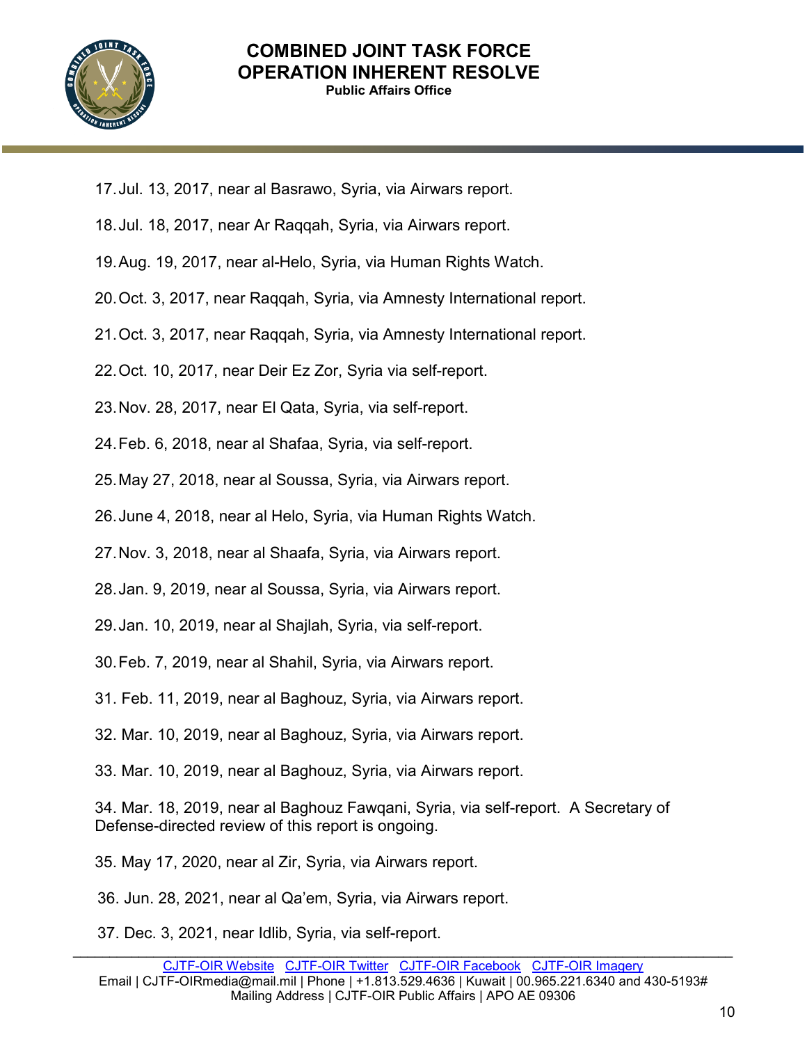17. Jul. 13, 2017, near al Basrawo, Syria, via Airwars report.
18. Jul. 18, 2017, near Ar Raqqah, Syria, via Airwars report.
19. Aug. 19, 2017, near al-Helo, Syria, via Human Rights Watch.
20. Oct. 3, 2017, near Raqqah, Syria, via Amnesty International report.
21. Oct. 3, 2017, near Raqqah, Syria, via Amnesty International report.
22. Oct. 10, 2017, near Deir Ez Zor, Syria via self-report.
23. Nov. 28, 2017, near El Qata, Syria, via self-report.
24. Feb. 6, 2018, near al Shafaa, Syria, via self-report.
25. May 27, 2018, near al Soussa, Syria, via Airwars report.
26. June 4, 2018, near al Helo, Syria, via Human Rights Watch.
27. Nov. 3, 2018, near al Shaafa, Syria, via Airwars report.
28. Jan. 9, 2019, near al Soussa, Syria, via Airwars report.
29. Jan. 10, 2019, near al Shajlah, Syria, via self-report.
30. Feb. 7, 2019, near al Shahil, Syria, via Airwars report.
31. Feb. 11, 2019, near al Baghouz, Syria, via Airwars report.
32. Mar. 10, 2019, near al Baghouz, Syria, via Airwars report.
33. Mar. 10, 2019, near al Baghouz, Syria, via Airwars report.
34. Mar. 18, 2019, near al Baghouz Fawqani, Syria, via self-report. A Secretary of Defense-directed review of this report is ongoing.
35. May 17, 2020, near al Zir, Syria, via Airwars report.
36. Jun. 28, 2021, near al Qa'em, Syria, via Airwars report.
37. Dec. 3, 2021, near Idlib, Syria, via self-report.